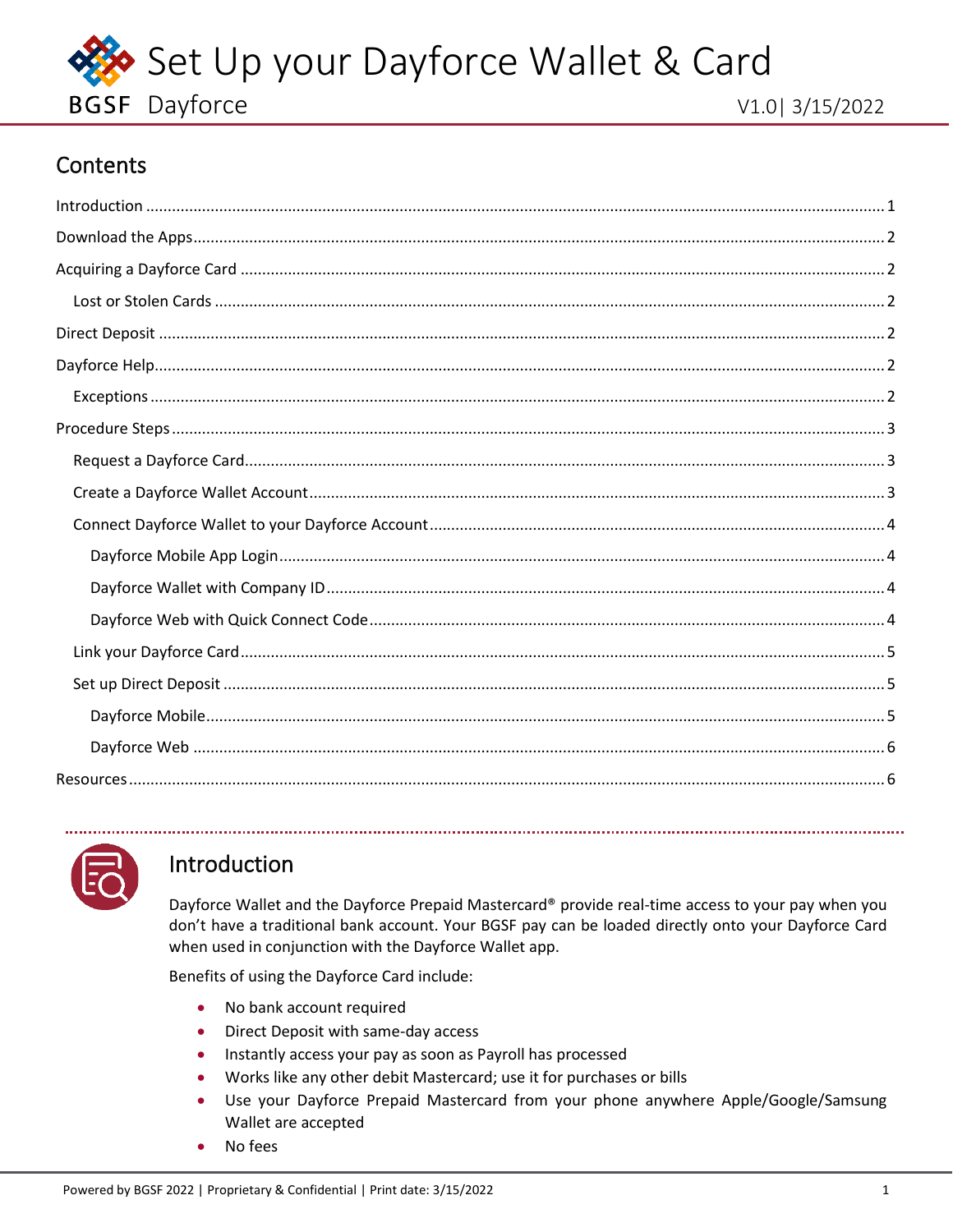# Set Up your Dayforce Wallet & Card

BGSF Dayforce

V1.0| 3/15/2022

## Contents

Introduction ..... 1
Download the Apps ..... 2
Acquiring a Dayforce Card ..... 2
  Lost or Stolen Cards ..... 2
Direct Deposit ..... 2
Dayforce Help ..... 2
  Exceptions ..... 2
Procedure Steps ..... 3
  Request a Dayforce Card ..... 3
  Create a Dayforce Wallet Account ..... 3
  Connect Dayforce Wallet to your Dayforce Account ..... 4
    Dayforce Mobile App Login ..... 4
    Dayforce Wallet with Company ID ..... 4
    Dayforce Web with Quick Connect Code ..... 4
  Link your Dayforce Card ..... 5
  Set up Direct Deposit ..... 5
    Dayforce Mobile ..... 5
    Dayforce Web ..... 6
Resources ..... 6

## Introduction

Dayforce Wallet and the Dayforce Prepaid Mastercard® provide real-time access to your pay when you don't have a traditional bank account. Your BGSF pay can be loaded directly onto your Dayforce Card when used in conjunction with the Dayforce Wallet app.

Benefits of using the Dayforce Card include:

- No bank account required
- Direct Deposit with same-day access
- Instantly access your pay as soon as Payroll has processed
- Works like any other debit Mastercard; use it for purchases or bills
- Use your Dayforce Prepaid Mastercard from your phone anywhere Apple/Google/Samsung Wallet are accepted
- No fees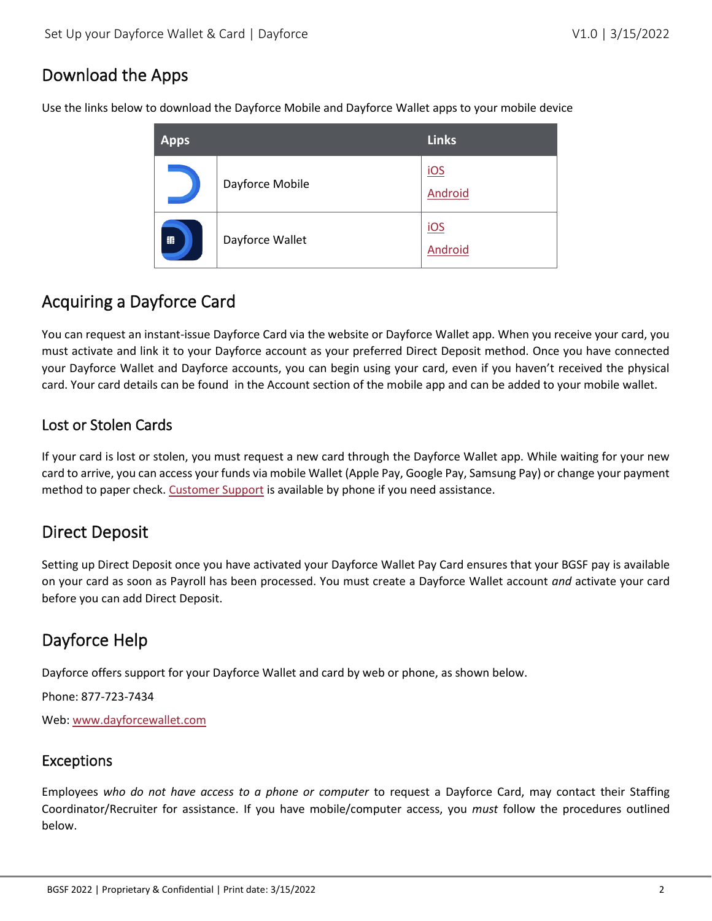## Download the Apps

Use the links below to download the Dayforce Mobile and Dayforce Wallet apps to your mobile device

| Apps | | Links |
|---|---|---|
| | Dayforce Mobile | iOS<br>Android |
| | Dayforce Wallet | iOS<br>Android |

## Acquiring a Dayforce Card

You can request an instant-issue Dayforce Card via the website or Dayforce Wallet app. When you receive your card, you must activate and link it to your Dayforce account as your preferred Direct Deposit method. Once you have connected your Dayforce Wallet and Dayforce accounts, you can begin using your card, even if you haven't received the physical card. Your card details can be found in the Account section of the mobile app and can be added to your mobile wallet.

### Lost or Stolen Cards

If your card is lost or stolen, you must request a new card through the Dayforce Wallet app. While waiting for your new card to arrive, you can access your funds via mobile Wallet (Apple Pay, Google Pay, Samsung Pay) or change your payment method to paper check. Customer Support is available by phone if you need assistance.

## Direct Deposit

Setting up Direct Deposit once you have activated your Dayforce Wallet Pay Card ensures that your BGSF pay is available on your card as soon as Payroll has been processed. You must create a Dayforce Wallet account *and* activate your card before you can add Direct Deposit.

## Dayforce Help

Dayforce offers support for your Dayforce Wallet and card by web or phone, as shown below.

Phone: 877-723-7434

Web: www.dayforcewallet.com

### Exceptions

Employees *who do not have access to a phone or computer* to request a Dayforce Card, may contact their Staffing Coordinator/Recruiter for assistance. If you have mobile/computer access, you *must* follow the procedures outlined below.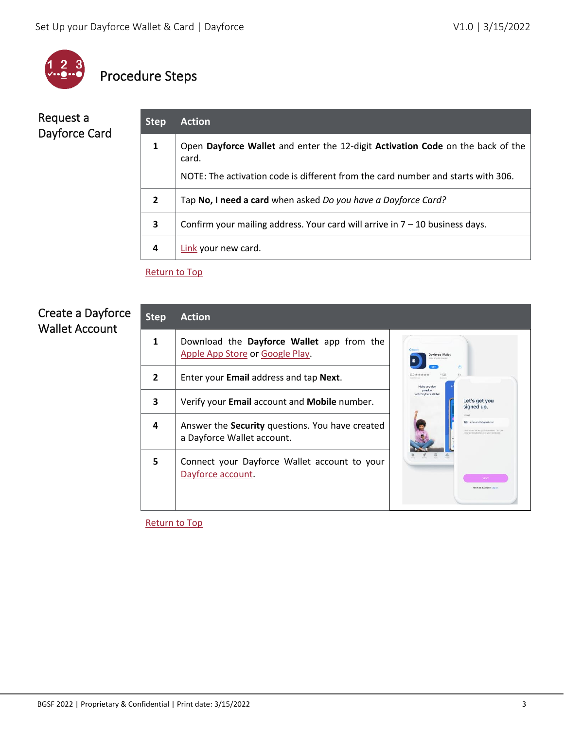## Procedure Steps

### Request a Dayforce Card

| Step | Action |
|---|---|
| 1 | Open **Dayforce Wallet** and enter the 12-digit **Activation Code** on the back of the card.<br><br>NOTE: The activation code is different from the card number and starts with 306. |
| 2 | Tap **No, I need a card** when asked *Do you have a Dayforce Card?* |
| 3 | Confirm your mailing address. Your card will arrive in 7 – 10 business days. |
| 4 | Link your new card. |

Return to Top

### Create a Dayforce Wallet Account

| Step | Action |
|---|---|
| 1 | Download the **Dayforce Wallet** app from the Apple App Store or Google Play. |
| 2 | Enter your **Email** address and tap **Next**. |
| 3 | Verify your **Email** account and **Mobile** number. |
| 4 | Answer the **Security** questions. You have created a Dayforce Wallet account. |
| 5 | Connect your Dayforce Wallet account to your Dayforce account. |

Return to Top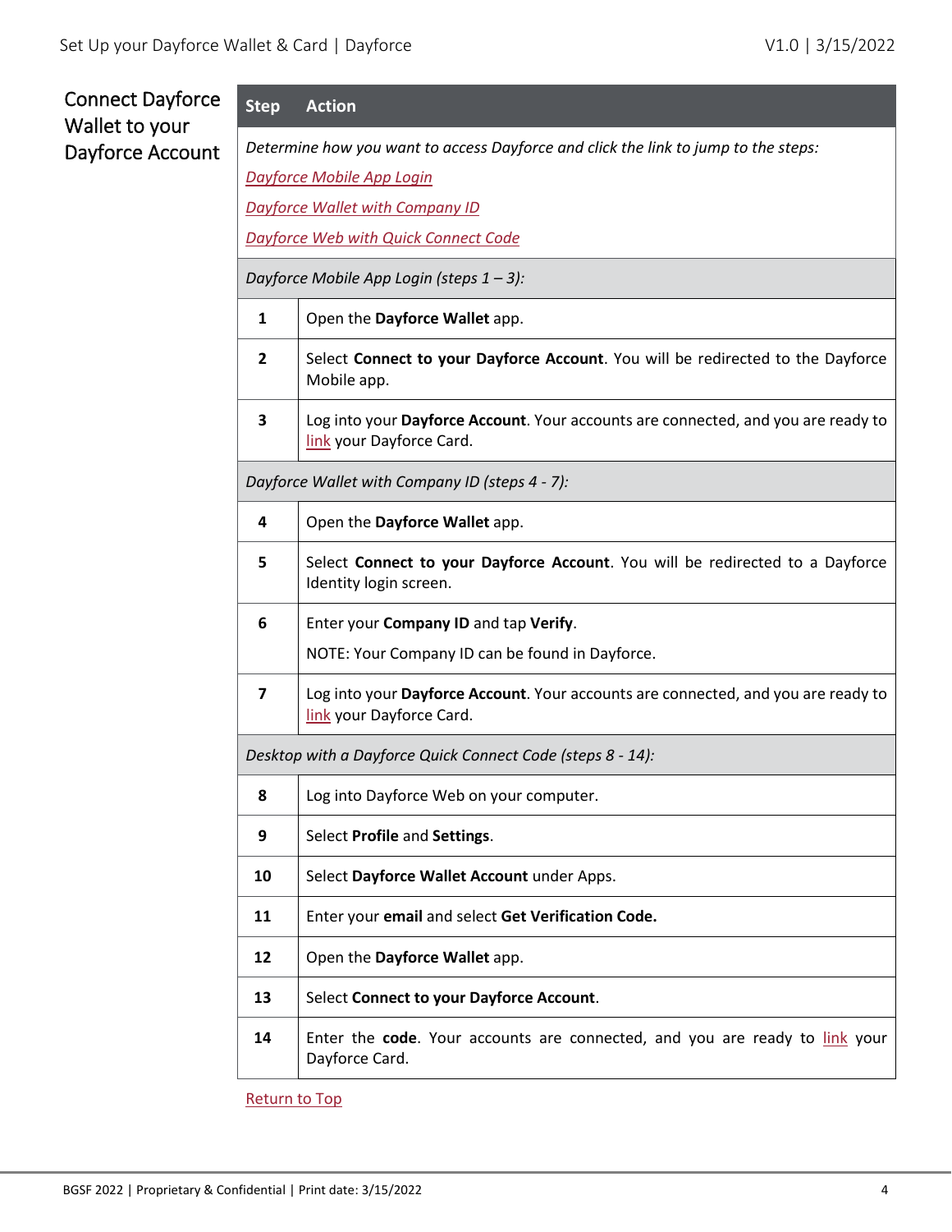## Connect Dayforce Wallet to your Dayforce Account

| Step | Action |
|---|---|
| *Determine how you want to access Dayforce and click the link to jump to the steps:* <br> *Dayforce Mobile App Login* <br> *Dayforce Wallet with Company ID* <br> *Dayforce Web with Quick Connect Code* | |
| *Dayforce Mobile App Login (steps 1 – 3):* | |
| **1** | Open the **Dayforce Wallet** app. |
| **2** | Select **Connect to your Dayforce Account**. You will be redirected to the Dayforce Mobile app. |
| **3** | Log into your **Dayforce Account**. Your accounts are connected, and you are ready to link your Dayforce Card. |
| *Dayforce Wallet with Company ID (steps 4 - 7):* | |
| **4** | Open the **Dayforce Wallet** app. |
| **5** | Select **Connect to your Dayforce Account**. You will be redirected to a Dayforce Identity login screen. |
| **6** | Enter your **Company ID** and tap **Verify**. <br> NOTE: Your Company ID can be found in Dayforce. |
| **7** | Log into your **Dayforce Account**. Your accounts are connected, and you are ready to link your Dayforce Card. |
| *Desktop with a Dayforce Quick Connect Code (steps 8 - 14):* | |
| **8** | Log into Dayforce Web on your computer. |
| **9** | Select **Profile** and **Settings**. |
| **10** | Select **Dayforce Wallet Account** under Apps. |
| **11** | Enter your **email** and select **Get Verification Code.** |
| **12** | Open the **Dayforce Wallet** app. |
| **13** | Select **Connect to your Dayforce Account**. |
| **14** | Enter the **code**. Your accounts are connected, and you are ready to link your Dayforce Card. |

Return to Top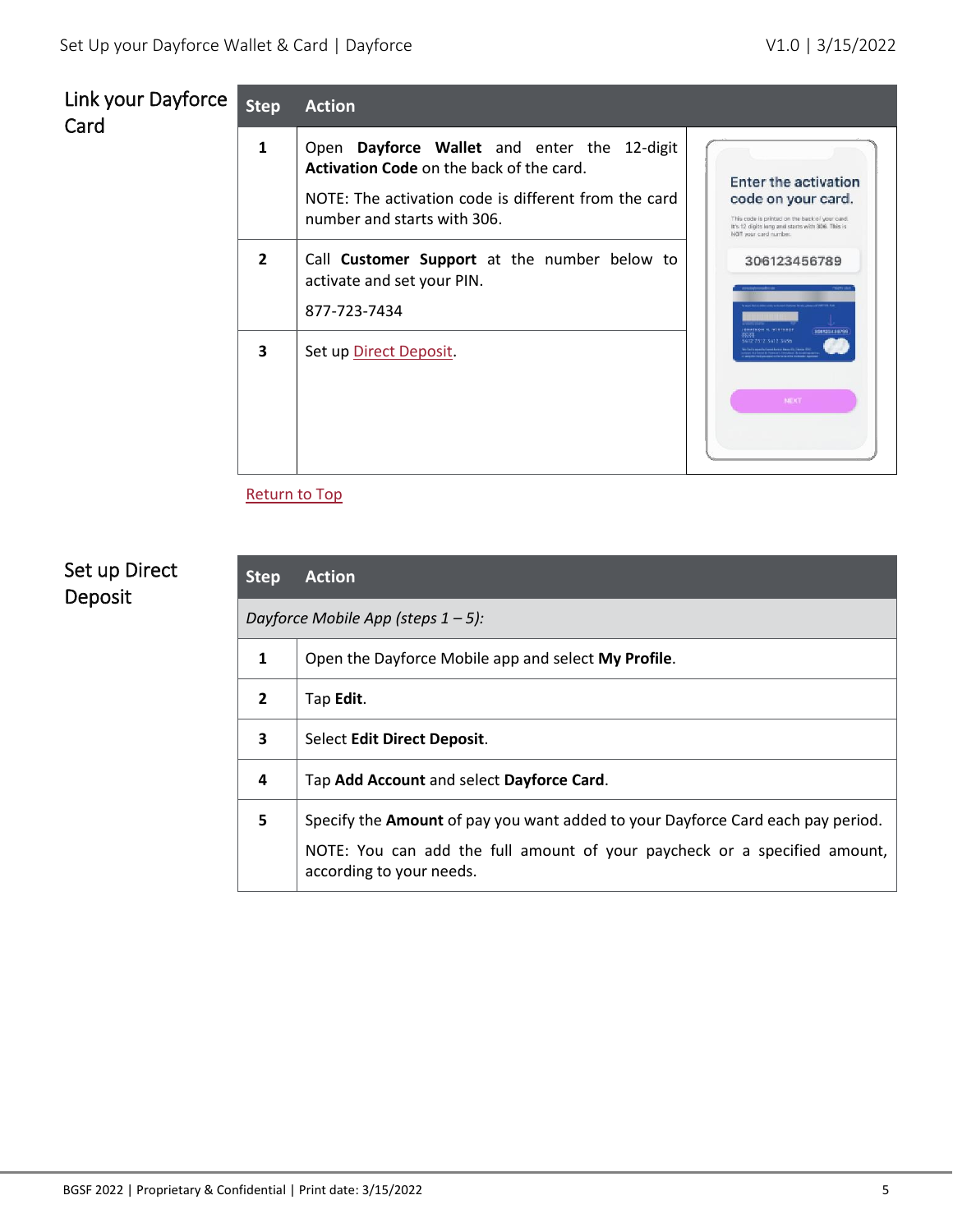## Link your Dayforce Card

| Step | Action |
|---|---|
| 1 | Open **Dayforce Wallet** and enter the 12-digit **Activation Code** on the back of the card.<br><br>NOTE: The activation code is different from the card number and starts with 306. |
| 2 | Call **Customer Support** at the number below to activate and set your PIN.<br><br>877-723-7434 |
| 3 | Set up Direct Deposit. |

Return to Top

## Set up Direct Deposit

| Step | Action |
|---|---|
| *Dayforce Mobile App (steps 1 – 5):* | |
| 1 | Open the Dayforce Mobile app and select **My Profile**. |
| 2 | Tap **Edit**. |
| 3 | Select **Edit Direct Deposit**. |
| 4 | Tap **Add Account** and select **Dayforce Card**. |
| 5 | Specify the **Amount** of pay you want added to your Dayforce Card each pay period.<br><br>NOTE: You can add the full amount of your paycheck or a specified amount, according to your needs. |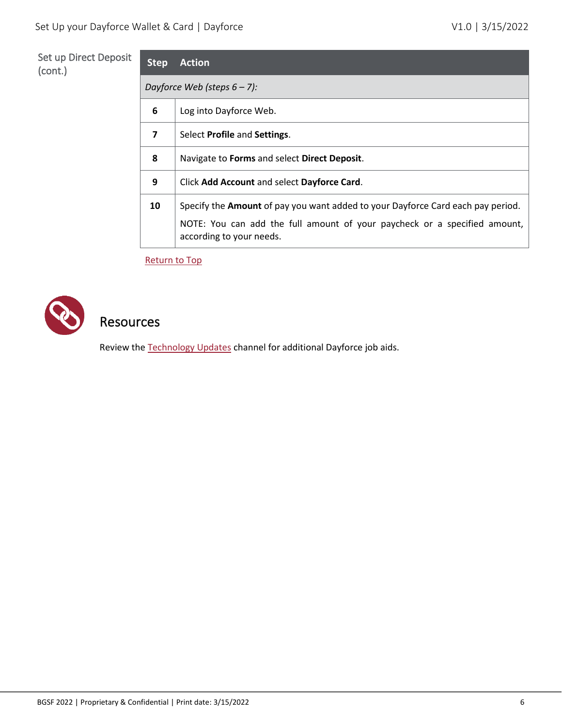Set up Direct Deposit (cont.)

| Step | Action |
| --- | --- |
| *Dayforce Web (steps 6 – 7):* | |
| **6** | Log into Dayforce Web. |
| **7** | Select **Profile** and **Settings**. |
| **8** | Navigate to **Forms** and select **Direct Deposit**. |
| **9** | Click **Add Account** and select **Dayforce Card**. |
| **10** | Specify the **Amount** of pay you want added to your Dayforce Card each pay period. NOTE: You can add the full amount of your paycheck or a specified amount, according to your needs. |

Return to Top

## Resources

Review the Technology Updates channel for additional Dayforce job aids.